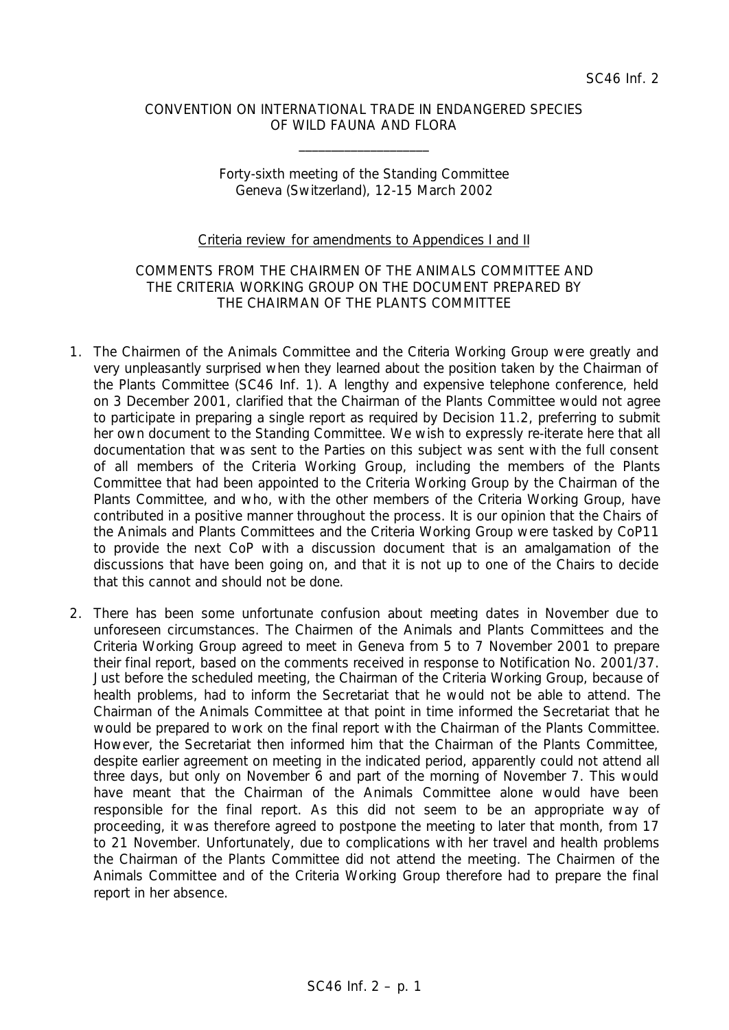SC46 Inf. 2

CONVENTION ON INTERNATIONAL TRADE IN ENDANGERED SPECIES
OF WILD FAUNA AND FLORA

\_\_\_\_\_\_\_\_\_\_\_\_\_\_\_\_\_\_\_\_

Forty-sixth meeting of the Standing Committee
Geneva (Switzerland), 12-15 March 2002

Criteria review for amendments to Appendices I and II

COMMENTS FROM THE CHAIRMEN OF THE ANIMALS COMMITTEE AND
THE CRITERIA WORKING GROUP ON THE DOCUMENT PREPARED BY
THE CHAIRMAN OF THE PLANTS COMMITTEE

1. The Chairmen of the Animals Committee and the Criteria Working Group were greatly and very unpleasantly surprised when they learned about the position taken by the Chairman of the Plants Committee (SC46 Inf. 1). A lengthy and expensive telephone conference, held on 3 December 2001, clarified that the Chairman of the Plants Committee would not agree to participate in preparing a single report as required by Decision 11.2, preferring to submit her own document to the Standing Committee. We wish to expressly re-iterate here that all documentation that was sent to the Parties on this subject was sent with the full consent of all members of the Criteria Working Group, including the members of the Plants Committee that had been appointed to the Criteria Working Group by the Chairman of the Plants Committee, and who, with the other members of the Criteria Working Group, have contributed in a positive manner throughout the process. It is our opinion that the Chairs of the Animals and Plants Committees and the Criteria Working Group were tasked by CoP11 to provide the next CoP with a discussion document that is an amalgamation of the discussions that have been going on, and that it is not up to one of the Chairs to decide that this cannot and should not be done.

2. There has been some unfortunate confusion about meeting dates in November due to unforeseen circumstances. The Chairmen of the Animals and Plants Committees and the Criteria Working Group agreed to meet in Geneva from 5 to 7 November 2001 to prepare their final report, based on the comments received in response to Notification No. 2001/37. Just before the scheduled meeting, the Chairman of the Criteria Working Group, because of health problems, had to inform the Secretariat that he would not be able to attend. The Chairman of the Animals Committee at that point in time informed the Secretariat that he would be prepared to work on the final report with the Chairman of the Plants Committee. However, the Secretariat then informed him that the Chairman of the Plants Committee, despite earlier agreement on meeting in the indicated period, apparently could not attend all three days, but only on November 6 and part of the morning of November 7. This would have meant that the Chairman of the Animals Committee alone would have been responsible for the final report. As this did not seem to be an appropriate way of proceeding, it was therefore agreed to postpone the meeting to later that month, from 17 to 21 November. Unfortunately, due to complications with her travel and health problems the Chairman of the Plants Committee did not attend the meeting. The Chairmen of the Animals Committee and of the Criteria Working Group therefore had to prepare the final report in her absence.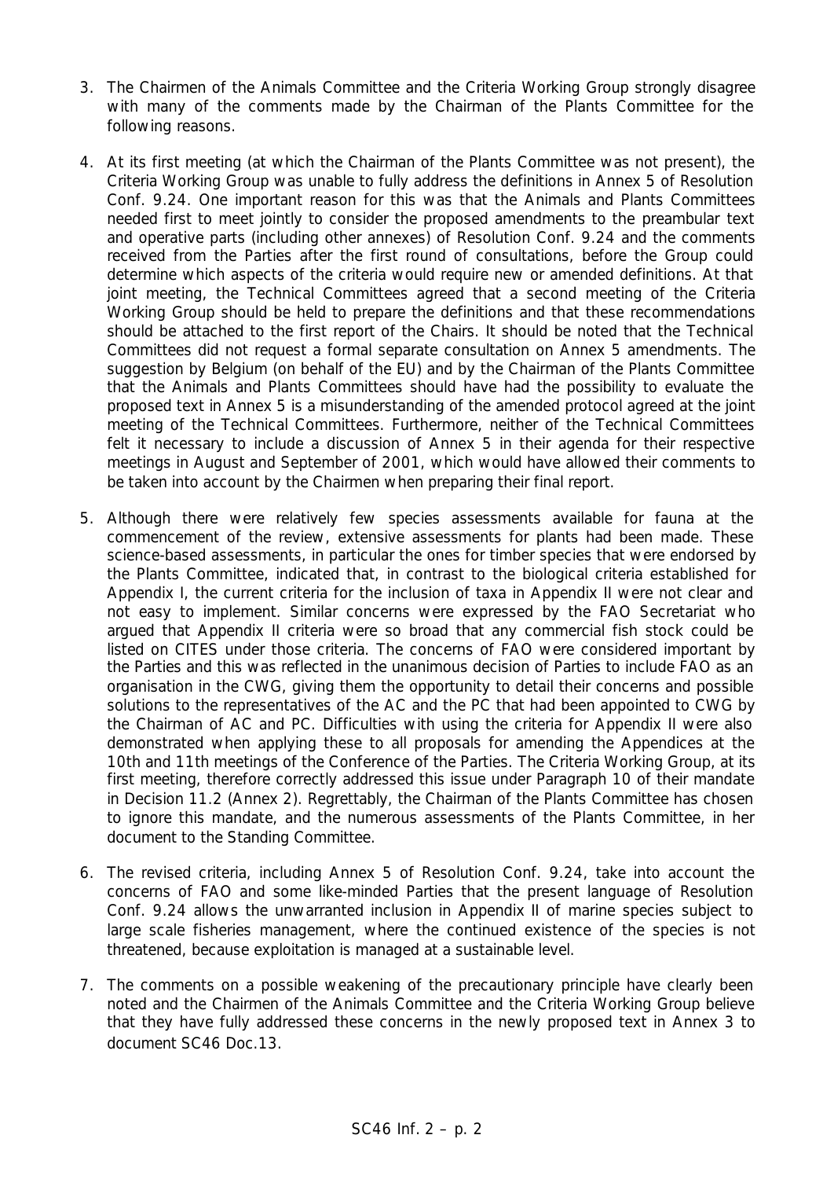3. The Chairmen of the Animals Committee and the Criteria Working Group strongly disagree with many of the comments made by the Chairman of the Plants Committee for the following reasons.

4. At its first meeting (at which the Chairman of the Plants Committee was not present), the Criteria Working Group was unable to fully address the definitions in Annex 5 of Resolution Conf. 9.24. One important reason for this was that the Animals and Plants Committees needed first to meet jointly to consider the proposed amendments to the preambular text and operative parts (including other annexes) of Resolution Conf. 9.24 and the comments received from the Parties after the first round of consultations, before the Group could determine which aspects of the criteria would require new or amended definitions. At that joint meeting, the Technical Committees agreed that a second meeting of the Criteria Working Group should be held to prepare the definitions and that these recommendations should be attached to the first report of the Chairs. It should be noted that the Technical Committees did not request a formal separate consultation on Annex 5 amendments. The suggestion by Belgium (on behalf of the EU) and by the Chairman of the Plants Committee that the Animals and Plants Committees should have had the possibility to evaluate the proposed text in Annex 5 is a misunderstanding of the amended protocol agreed at the joint meeting of the Technical Committees. Furthermore, neither of the Technical Committees felt it necessary to include a discussion of Annex 5 in their agenda for their respective meetings in August and September of 2001, which would have allowed their comments to be taken into account by the Chairmen when preparing their final report.

5. Although there were relatively few species assessments available for fauna at the commencement of the review, extensive assessments for plants had been made. These science-based assessments, in particular the ones for timber species that were endorsed by the Plants Committee, indicated that, in contrast to the biological criteria established for Appendix I, the current criteria for the inclusion of taxa in Appendix II were not clear and not easy to implement. Similar concerns were expressed by the FAO Secretariat who argued that Appendix II criteria were so broad that any commercial fish stock could be listed on CITES under those criteria. The concerns of FAO were considered important by the Parties and this was reflected in the unanimous decision of Parties to include FAO as an organisation in the CWG, giving them the opportunity to detail their concerns and possible solutions to the representatives of the AC and the PC that had been appointed to CWG by the Chairman of AC and PC. Difficulties with using the criteria for Appendix II were also demonstrated when applying these to all proposals for amending the Appendices at the 10th and 11th meetings of the Conference of the Parties. The Criteria Working Group, at its first meeting, therefore correctly addressed this issue under Paragraph 10 of their mandate in Decision 11.2 (Annex 2). Regrettably, the Chairman of the Plants Committee has chosen to ignore this mandate, and the numerous assessments of the Plants Committee, in her document to the Standing Committee.

6. The revised criteria, including Annex 5 of Resolution Conf. 9.24, take into account the concerns of FAO and some like-minded Parties that the present language of Resolution Conf. 9.24 allows the unwarranted inclusion in Appendix II of marine species subject to large scale fisheries management, where the continued existence of the species is not threatened, because exploitation is managed at a sustainable level.

7. The comments on a possible weakening of the precautionary principle have clearly been noted and the Chairmen of the Animals Committee and the Criteria Working Group believe that they have fully addressed these concerns in the newly proposed text in Annex 3 to document SC46 Doc.13.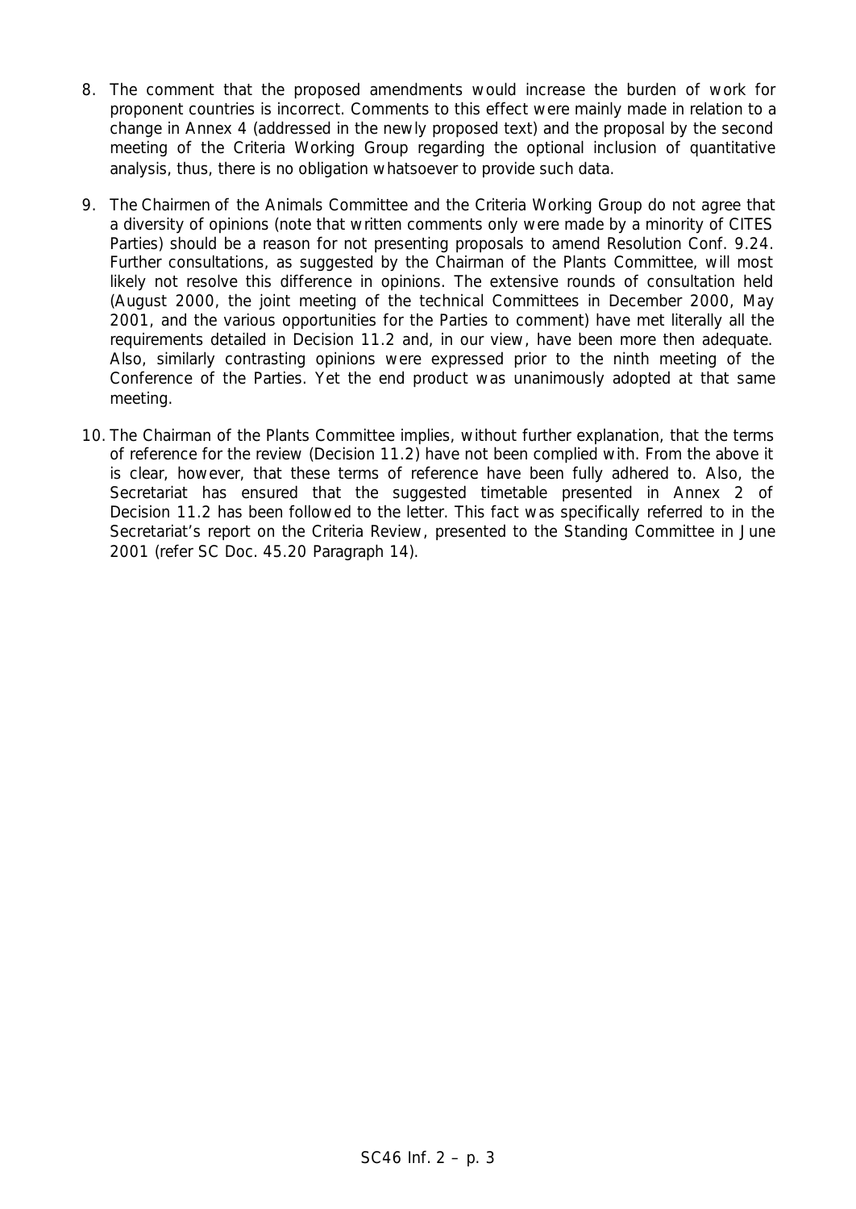8. The comment that the proposed amendments would increase the burden of work for proponent countries is incorrect. Comments to this effect were mainly made in relation to a change in Annex 4 (addressed in the newly proposed text) and the proposal by the second meeting of the Criteria Working Group regarding the optional inclusion of quantitative analysis, thus, there is no obligation whatsoever to provide such data.

9. The Chairmen of the Animals Committee and the Criteria Working Group do not agree that a diversity of opinions (note that written comments only were made by a minority of CITES Parties) should be a reason for not presenting proposals to amend Resolution Conf. 9.24. Further consultations, as suggested by the Chairman of the Plants Committee, will most likely not resolve this difference in opinions. The extensive rounds of consultation held (August 2000, the joint meeting of the technical Committees in December 2000, May 2001, and the various opportunities for the Parties to comment) have met literally all the requirements detailed in Decision 11.2 and, in our view, have been more then adequate. Also, similarly contrasting opinions were expressed prior to the ninth meeting of the Conference of the Parties. Yet the end product was unanimously adopted at that same meeting.

10. The Chairman of the Plants Committee implies, without further explanation, that the terms of reference for the review (Decision 11.2) have not been complied with. From the above it is clear, however, that these terms of reference have been fully adhered to. Also, the Secretariat has ensured that the suggested timetable presented in Annex 2 of Decision 11.2 has been followed to the letter. This fact was specifically referred to in the Secretariat's report on the Criteria Review, presented to the Standing Committee in June 2001 (refer SC Doc. 45.20 Paragraph 14).